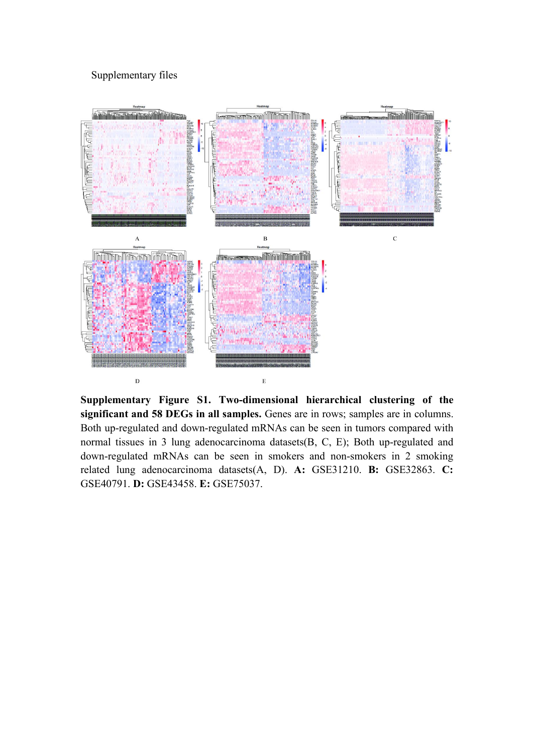Supplementary files

A

B

C

D

E

**Supplementary Figure S1. Two-dimensional hierarchical clustering of the significant and 58 DEGs in all samples.** Genes are in rows; samples are in columns. Both up-regulated and down-regulated mRNAs can be seen in tumors compared with normal tissues in 3 lung adenocarcinoma datasets(B, C, E); Both up-regulated and down-regulated mRNAs can be seen in smokers and non-smokers in 2 smoking related lung adenocarcinoma datasets(A, D). **A:** GSE31210. **B:** GSE32863. **C:** GSE40791. **D:** GSE43458. **E:** GSE75037.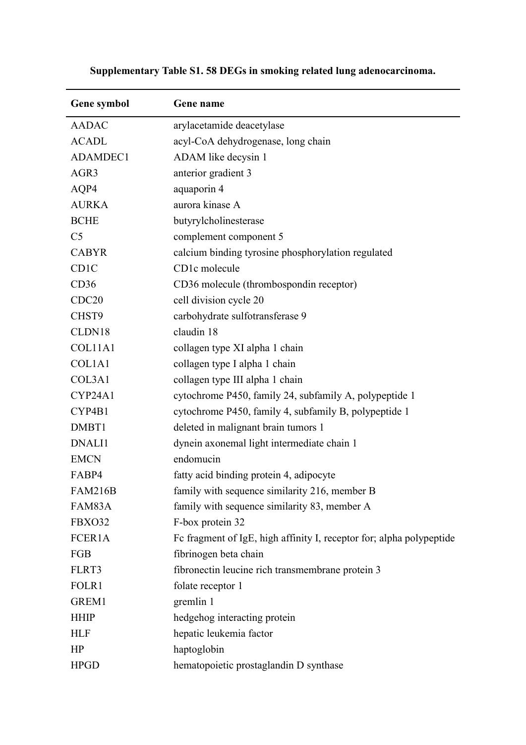**Supplementary Table S1. 58 DEGs in smoking related lung adenocarcinoma.**

| Gene symbol | Gene name |
| --- | --- |
| AADAC | arylacetamide deacetylase |
| ACADL | acyl-CoA dehydrogenase, long chain |
| ADAMDEC1 | ADAM like decysin 1 |
| AGR3 | anterior gradient 3 |
| AQP4 | aquaporin 4 |
| AURKA | aurora kinase A |
| BCHE | butyrylcholinesterase |
| C5 | complement component 5 |
| CABYR | calcium binding tyrosine phosphorylation regulated |
| CD1C | CD1c molecule |
| CD36 | CD36 molecule (thrombospondin receptor) |
| CDC20 | cell division cycle 20 |
| CHST9 | carbohydrate sulfotransferase 9 |
| CLDN18 | claudin 18 |
| COL11A1 | collagen type XI alpha 1 chain |
| COL1A1 | collagen type I alpha 1 chain |
| COL3A1 | collagen type III alpha 1 chain |
| CYP24A1 | cytochrome P450, family 24, subfamily A, polypeptide 1 |
| CYP4B1 | cytochrome P450, family 4, subfamily B, polypeptide 1 |
| DMBT1 | deleted in malignant brain tumors 1 |
| DNALI1 | dynein axonemal light intermediate chain 1 |
| EMCN | endomucin |
| FABP4 | fatty acid binding protein 4, adipocyte |
| FAM216B | family with sequence similarity 216, member B |
| FAM83A | family with sequence similarity 83, member A |
| FBXO32 | F-box protein 32 |
| FCER1A | Fc fragment of IgE, high affinity I, receptor for; alpha polypeptide |
| FGB | fibrinogen beta chain |
| FLRT3 | fibronectin leucine rich transmembrane protein 3 |
| FOLR1 | folate receptor 1 |
| GREM1 | gremlin 1 |
| HHIP | hedgehog interacting protein |
| HLF | hepatic leukemia factor |
| HP | haptoglobin |
| HPGD | hematopoietic prostaglandin D synthase |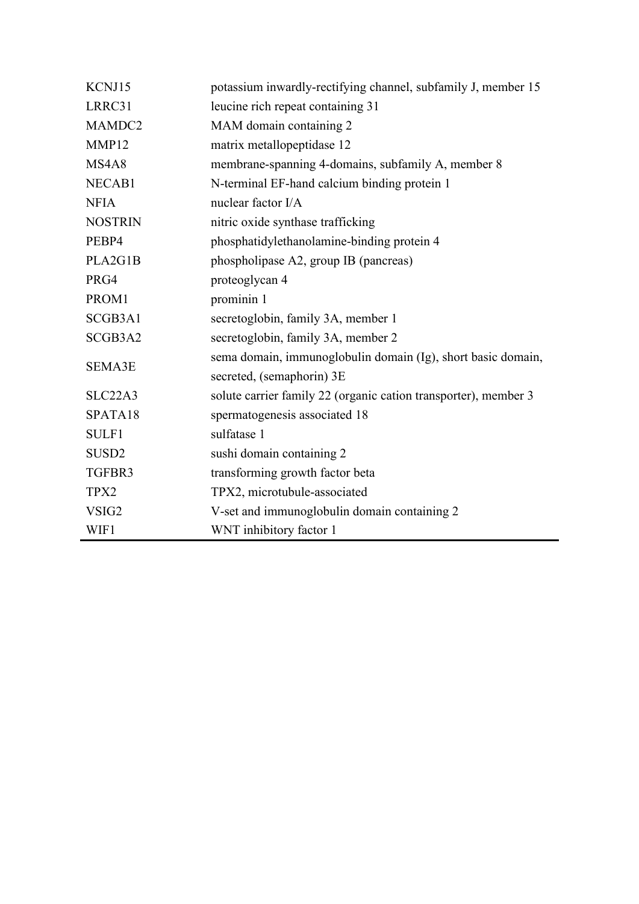| | |
|---|---|
| KCNJ15 | potassium inwardly-rectifying channel, subfamily J, member 15 |
| LRRC31 | leucine rich repeat containing 31 |
| MAMDC2 | MAM domain containing 2 |
| MMP12 | matrix metallopeptidase 12 |
| MS4A8 | membrane-spanning 4-domains, subfamily A, member 8 |
| NECAB1 | N-terminal EF-hand calcium binding protein 1 |
| NFIA | nuclear factor I/A |
| NOSTRIN | nitric oxide synthase trafficking |
| PEBP4 | phosphatidylethanolamine-binding protein 4 |
| PLA2G1B | phospholipase A2, group IB (pancreas) |
| PRG4 | proteoglycan 4 |
| PROM1 | prominin 1 |
| SCGB3A1 | secretoglobin, family 3A, member 1 |
| SCGB3A2 | secretoglobin, family 3A, member 2 |
| SEMA3E | sema domain, immunoglobulin domain (Ig), short basic domain, secreted, (semaphorin) 3E |
| SLC22A3 | solute carrier family 22 (organic cation transporter), member 3 |
| SPATA18 | spermatogenesis associated 18 |
| SULF1 | sulfatase 1 |
| SUSD2 | sushi domain containing 2 |
| TGFBR3 | transforming growth factor beta |
| TPX2 | TPX2, microtubule-associated |
| VSIG2 | V-set and immunoglobulin domain containing 2 |
| WIF1 | WNT inhibitory factor 1 |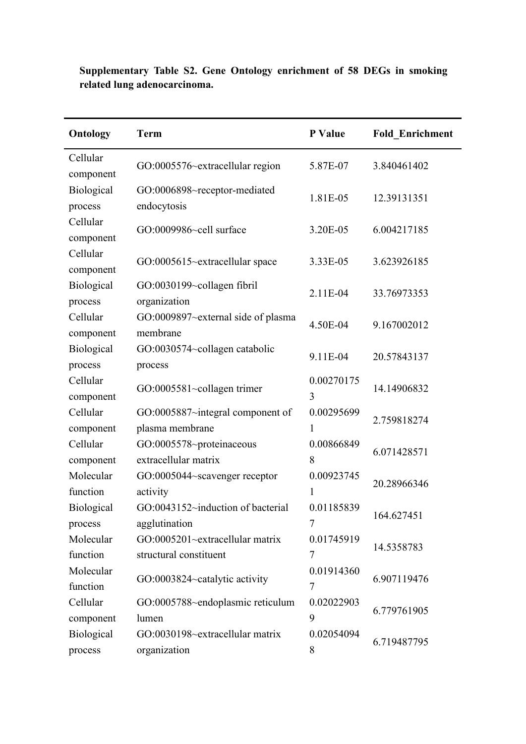**Supplementary Table S2. Gene Ontology enrichment of 58 DEGs in smoking related lung adenocarcinoma.**

| Ontology | Term | P Value | Fold_Enrichment |
|---|---|---|---|
| Cellular component | GO:0005576~extracellular region | 5.87E-07 | 3.840461402 |
| Biological process | GO:0006898~receptor-mediated endocytosis | 1.81E-05 | 12.39131351 |
| Cellular component | GO:0009986~cell surface | 3.20E-05 | 6.004217185 |
| Cellular component | GO:0005615~extracellular space | 3.33E-05 | 3.623926185 |
| Biological process | GO:0030199~collagen fibril organization | 2.11E-04 | 33.76973353 |
| Cellular component | GO:0009897~external side of plasma membrane | 4.50E-04 | 9.167002012 |
| Biological process | GO:0030574~collagen catabolic process | 9.11E-04 | 20.57843137 |
| Cellular component | GO:0005581~collagen trimer | 0.002701753 | 14.14906832 |
| Cellular component | GO:0005887~integral component of plasma membrane | 0.002956991 | 2.759818274 |
| Cellular component | GO:0005578~proteinaceous extracellular matrix | 0.008668498 | 6.071428571 |
| Molecular function | GO:0005044~scavenger receptor activity | 0.009237451 | 20.28966346 |
| Biological process | GO:0043152~induction of bacterial agglutination | 0.011858397 | 164.627451 |
| Molecular function | GO:0005201~extracellular matrix structural constituent | 0.017459197 | 14.5358783 |
| Molecular function | GO:0003824~catalytic activity | 0.019143607 | 6.907119476 |
| Cellular component | GO:0005788~endoplasmic reticulum lumen | 0.020229039 | 6.779761905 |
| Biological process | GO:0030198~extracellular matrix organization | 0.020540948 | 6.719487795 |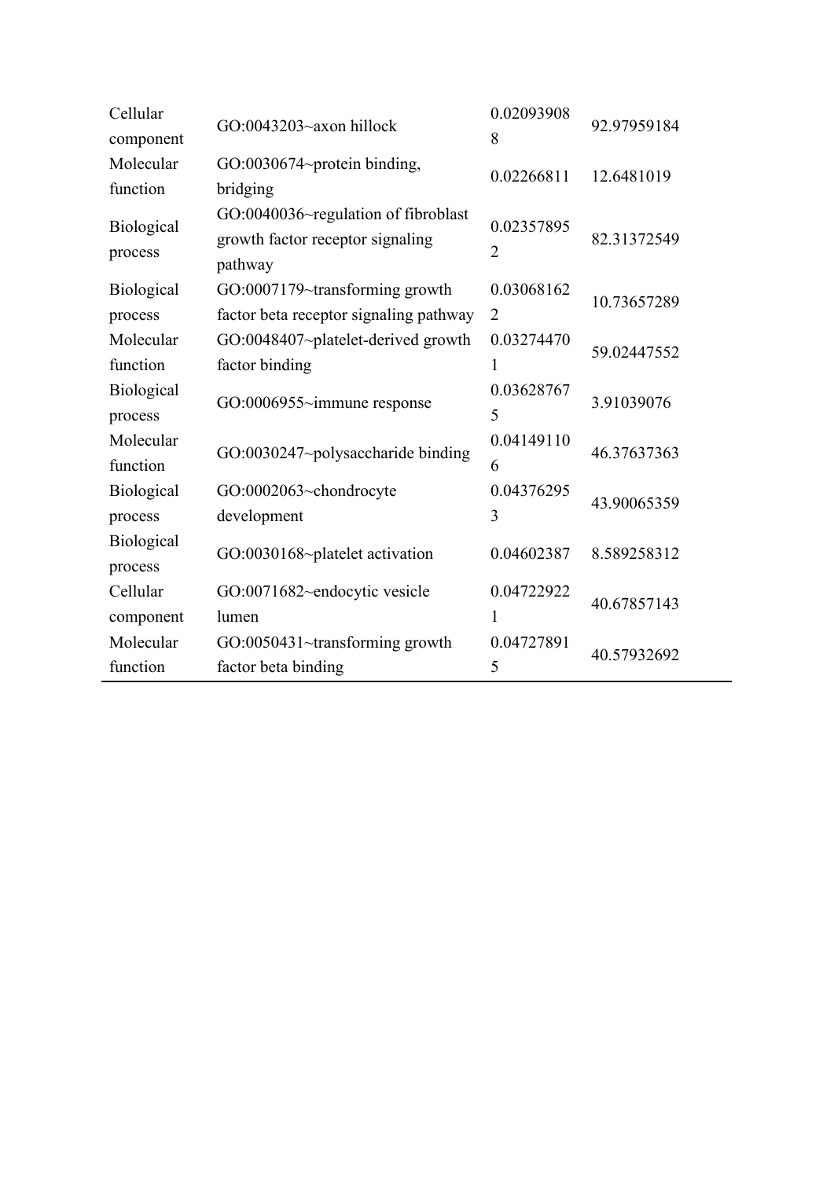| | | | |
|---|---|---|---|
| Cellular component | GO:0043203~axon hillock | 0.020939088 | 92.97959184 |
| Molecular function | GO:0030674~protein binding, bridging | 0.02266811 | 12.6481019 |
| Biological process | GO:0040036~regulation of fibroblast growth factor receptor signaling pathway | 0.023578952 | 82.31372549 |
| Biological process | GO:0007179~transforming growth factor beta receptor signaling pathway | 0.030681622 | 10.73657289 |
| Molecular function | GO:0048407~platelet-derived growth factor binding | 0.032744701 | 59.02447552 |
| Biological process | GO:0006955~immune response | 0.036287675 | 3.91039076 |
| Molecular function | GO:0030247~polysaccharide binding | 0.041491106 | 46.37637363 |
| Biological process | GO:0002063~chondrocyte development | 0.043762953 | 43.90065359 |
| Biological process | GO:0030168~platelet activation | 0.04602387 | 8.589258312 |
| Cellular component | GO:0071682~endocytic vesicle lumen | 0.047229221 | 40.67857143 |
| Molecular function | GO:0050431~transforming growth factor beta binding | 0.047278915 | 40.57932692 |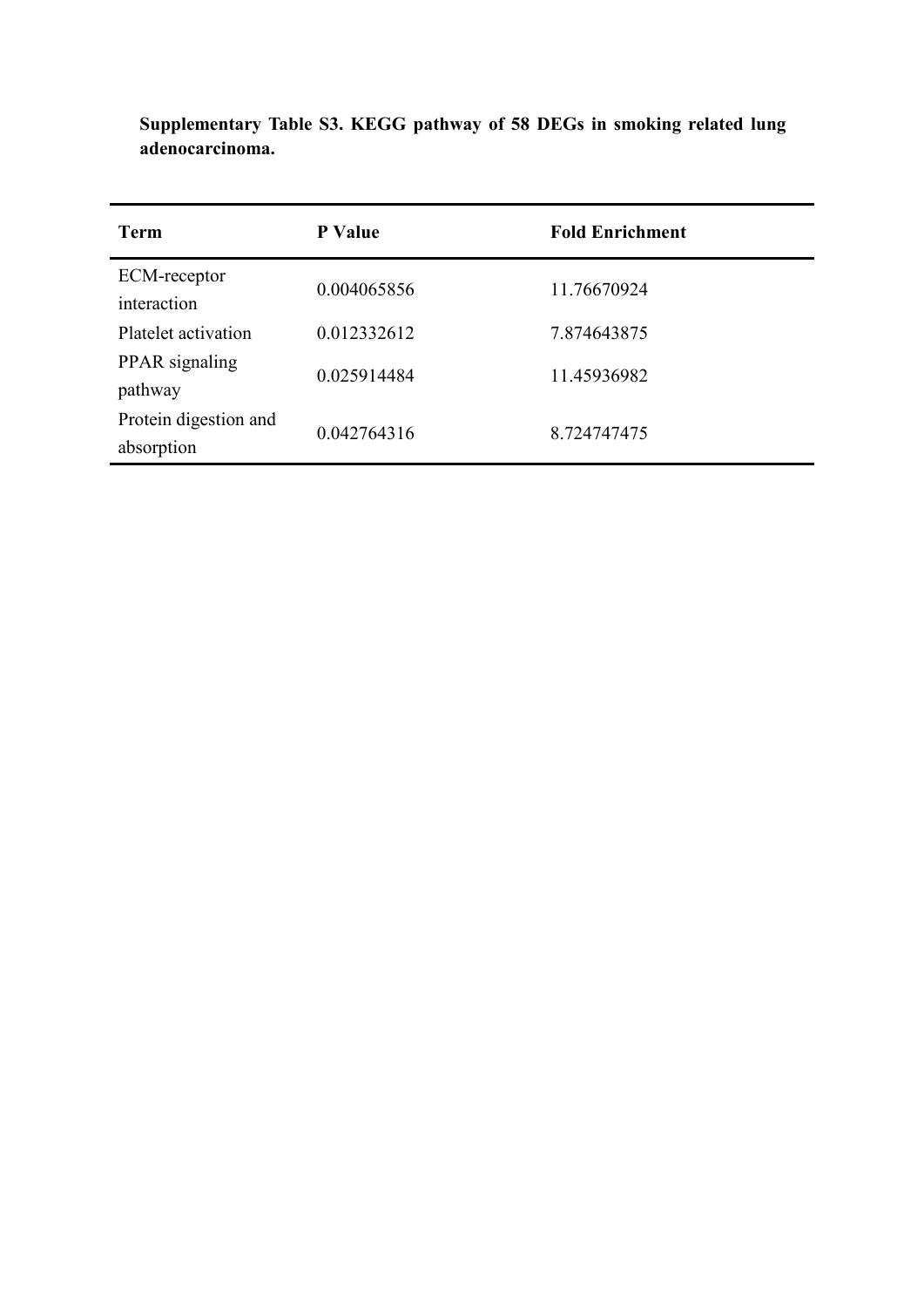**Supplementary Table S3. KEGG pathway of 58 DEGs in smoking related lung adenocarcinoma.**

| Term | P Value | Fold Enrichment |
|---|---|---|
| ECM-receptor interaction | 0.004065856 | 11.76670924 |
| Platelet activation | 0.012332612 | 7.874643875 |
| PPAR signaling pathway | 0.025914484 | 11.45936982 |
| Protein digestion and absorption | 0.042764316 | 8.724747475 |